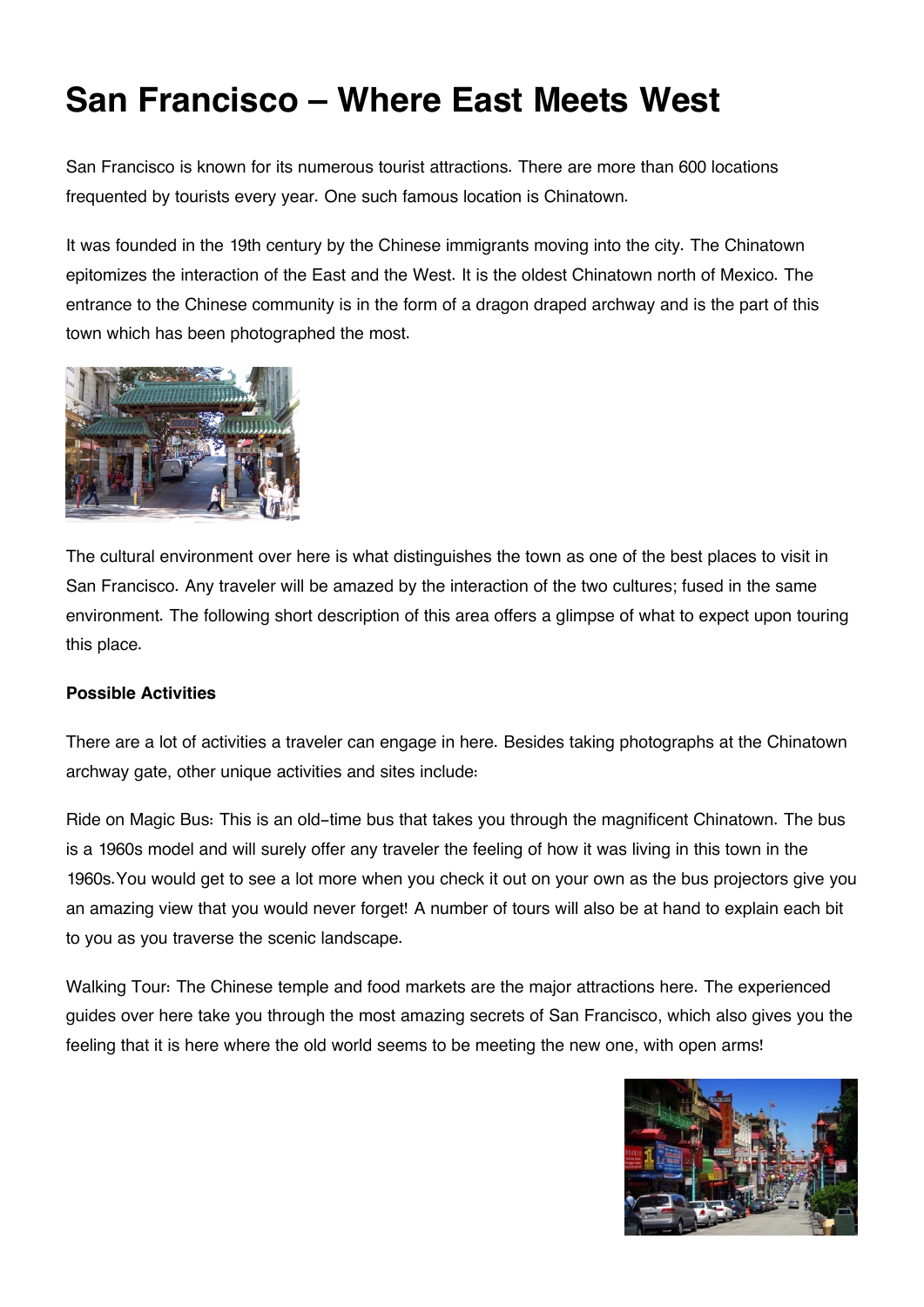# San Francisco – Where East Meets West

San Francisco is known for its numerous tourist attractions. There are more than 600 locations frequented by tourists every year. One such famous location is Chinatown.

It was founded in the 19th century by the Chinese immigrants moving into the city. The Chinatown epitomizes the interaction of the East and the West. It is the oldest Chinatown north of Mexico. The entrance to the Chinese community is in the form of a dragon draped archway and is the part of this town which has been photographed the most.

The cultural environment over here is what distinguishes the town as one of the best places to visit in San Francisco. Any traveler will be amazed by the interaction of the two cultures; fused in the same environment. The following short description of this area offers a glimpse of what to expect upon touring this place.

**Possible Activities**

There are a lot of activities a traveler can engage in here. Besides taking photographs at the Chinatown archway gate, other unique activities and sites include:

Ride on Magic Bus: This is an old-time bus that takes you through the magnificent Chinatown. The bus is a 1960s model and will surely offer any traveler the feeling of how it was living in this town in the 1960s.You would get to see a lot more when you check it out on your own as the bus projectors give you an amazing view that you would never forget! A number of tours will also be at hand to explain each bit to you as you traverse the scenic landscape.

Walking Tour: The Chinese temple and food markets are the major attractions here. The experienced guides over here take you through the most amazing secrets of San Francisco, which also gives you the feeling that it is here where the old world seems to be meeting the new one, with open arms!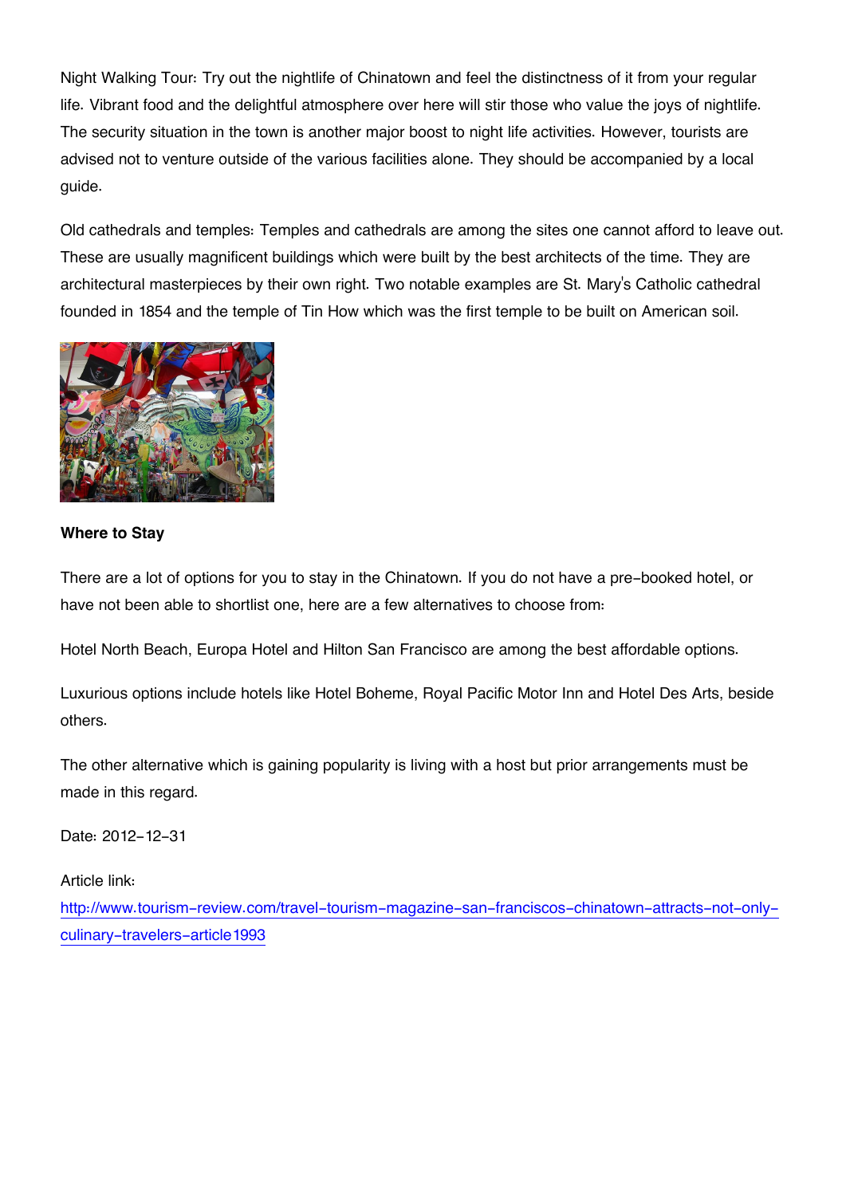Night Walking Tour: Try out the nightlife of Chinatown and feel the distinctness of it from your regular life. Vibrant food and the delightful atmosphere over here will stir those who value the joys of nightlife. The security situation in the town is another major boost to night life activities. However, tourists are advised not to venture outside of the various facilities alone. They should be accompanied by a local guide.

Old cathedrals and temples: Temples and cathedrals are among the sites one cannot afford to leave out. These are usually magnificent buildings which were built by the best architects of the time. They are architectural masterpieces by their own right. Two notable examples are St. Mary's Catholic cathedral founded in 1854 and the temple of Tin How which was the first temple to be built on American soil.

**Where to Stay**

There are a lot of options for you to stay in the Chinatown. If you do not have a pre-booked hotel, or have not been able to shortlist one, here are a few alternatives to choose from:

Hotel North Beach, Europa Hotel and Hilton San Francisco are among the best affordable options.

Luxurious options include hotels like Hotel Boheme, Royal Pacific Motor Inn and Hotel Des Arts, beside others.

The other alternative which is gaining popularity is living with a host but prior arrangements must be made in this regard.

Date: 2012-12-31

Article link:
http://www.tourism-review.com/travel-tourism-magazine-san-franciscos-chinatown-attracts-not-only-culinary-travelers-article1993